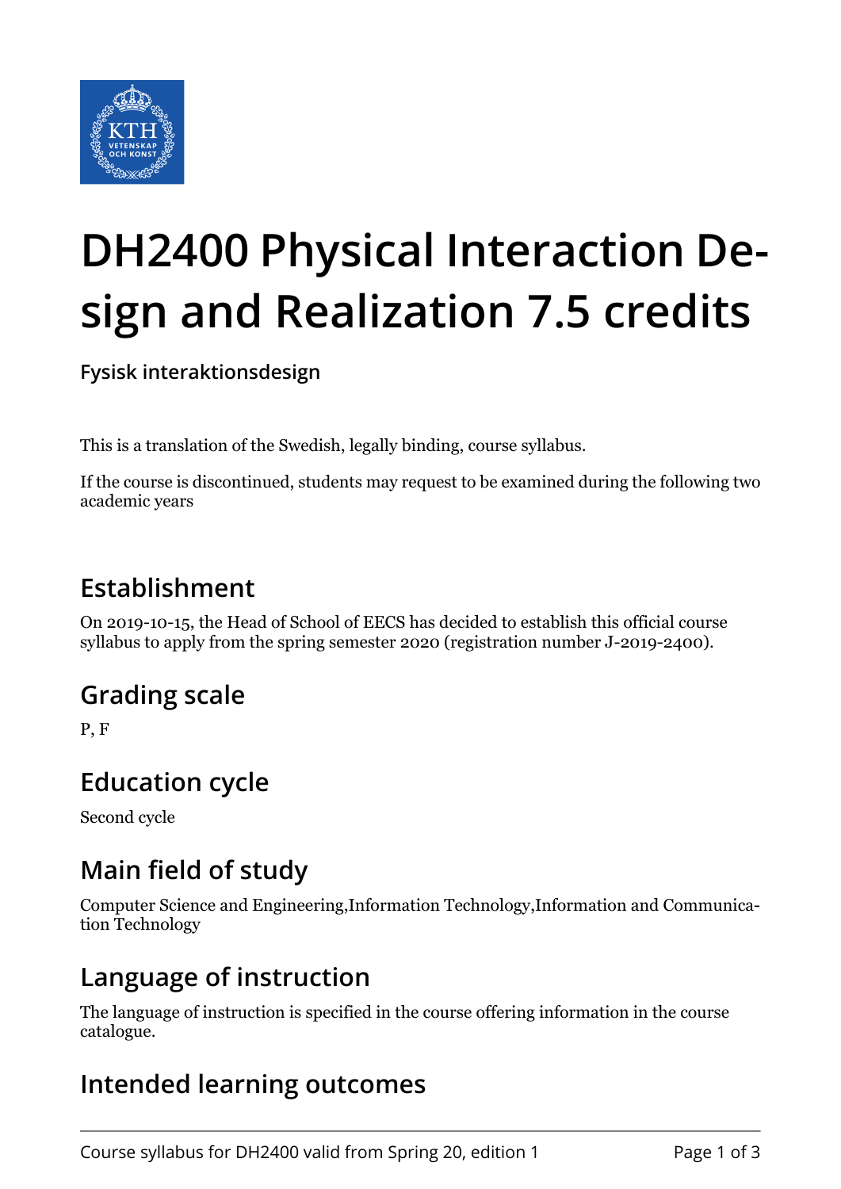# DH2400 Physical Interaction Design and Realization 7.5 credits

**Fysisk interaktionsdesign**

This is a translation of the Swedish, legally binding, course syllabus.

If the course is discontinued, students may request to be examined during the following two academic years

## Establishment

On 2019-10-15, the Head of School of EECS has decided to establish this official course syllabus to apply from the spring semester 2020 (registration number J-2019-2400).

## Grading scale

P, F

## Education cycle

Second cycle

## Main field of study

Computer Science and Engineering,Information Technology,Information and Communication Technology

## Language of instruction

The language of instruction is specified in the course offering information in the course catalogue.

## Intended learning outcomes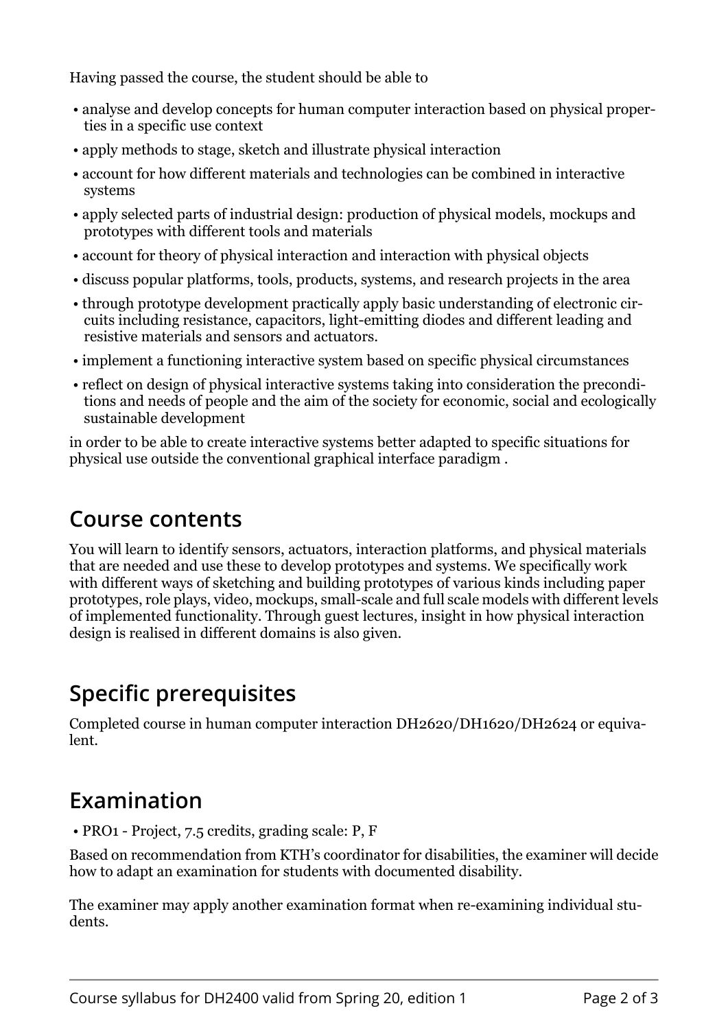Having passed the course, the student should be able to

- analyse and develop concepts for human computer interaction based on physical properties in a specific use context
- apply methods to stage, sketch and illustrate physical interaction
- account for how different materials and technologies can be combined in interactive systems
- apply selected parts of industrial design: production of physical models, mockups and prototypes with different tools and materials
- account for theory of physical interaction and interaction with physical objects
- discuss popular platforms, tools, products, systems, and research projects in the area
- through prototype development practically apply basic understanding of electronic circuits including resistance, capacitors, light-emitting diodes and different leading and resistive materials and sensors and actuators.
- implement a functioning interactive system based on specific physical circumstances
- reflect on design of physical interactive systems taking into consideration the preconditions and needs of people and the aim of the society for economic, social and ecologically sustainable development

in order to be able to create interactive systems better adapted to specific situations for physical use outside the conventional graphical interface paradigm .

## Course contents

You will learn to identify sensors, actuators, interaction platforms, and physical materials that are needed and use these to develop prototypes and systems. We specifically work with different ways of sketching and building prototypes of various kinds including paper prototypes, role plays, video, mockups, small-scale and full scale models with different levels of implemented functionality. Through guest lectures, insight in how physical interaction design is realised in different domains is also given.

## Specific prerequisites

Completed course in human computer interaction DH2620/DH1620/DH2624 or equivalent.

## Examination

- PRO1 - Project, 7.5 credits, grading scale: P, F

Based on recommendation from KTH's coordinator for disabilities, the examiner will decide how to adapt an examination for students with documented disability.

The examiner may apply another examination format when re-examining individual students.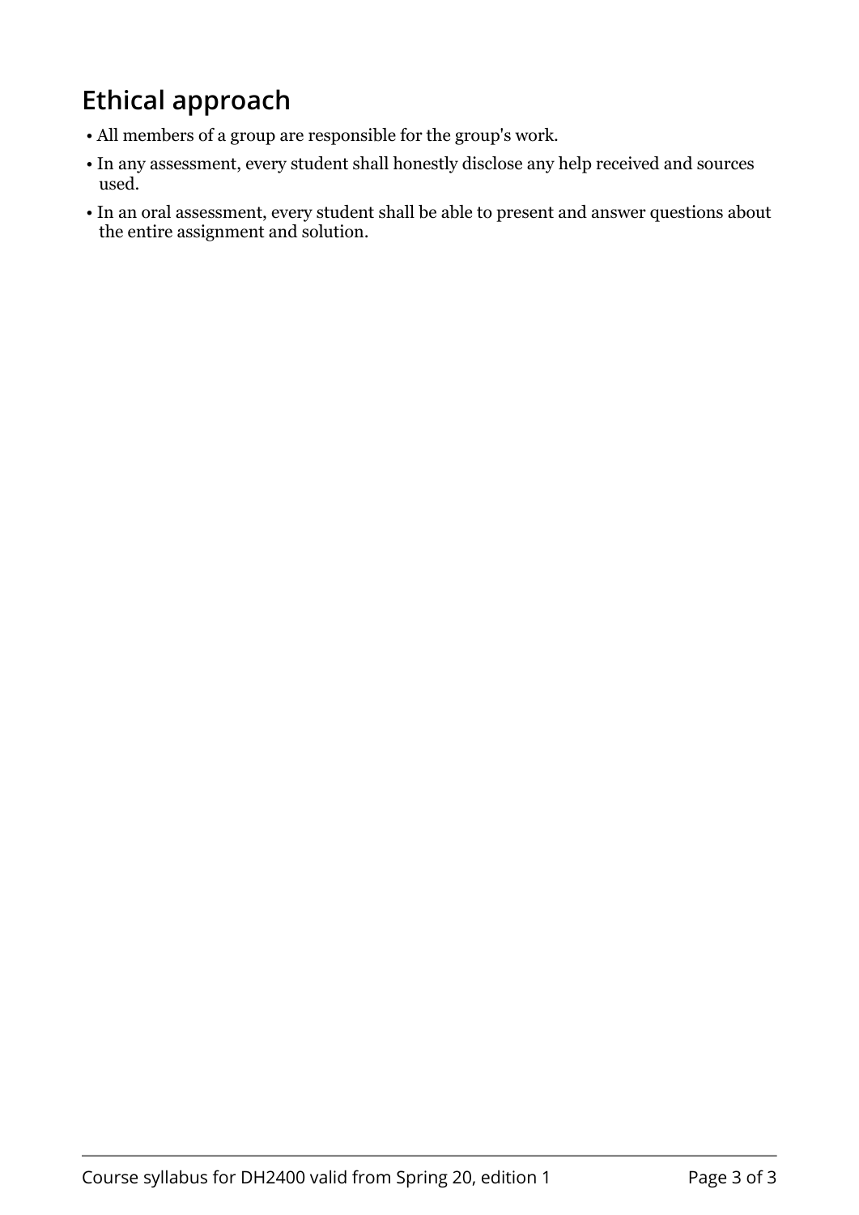## Ethical approach

- All members of a group are responsible for the group's work.
- In any assessment, every student shall honestly disclose any help received and sources used.
- In an oral assessment, every student shall be able to present and answer questions about the entire assignment and solution.